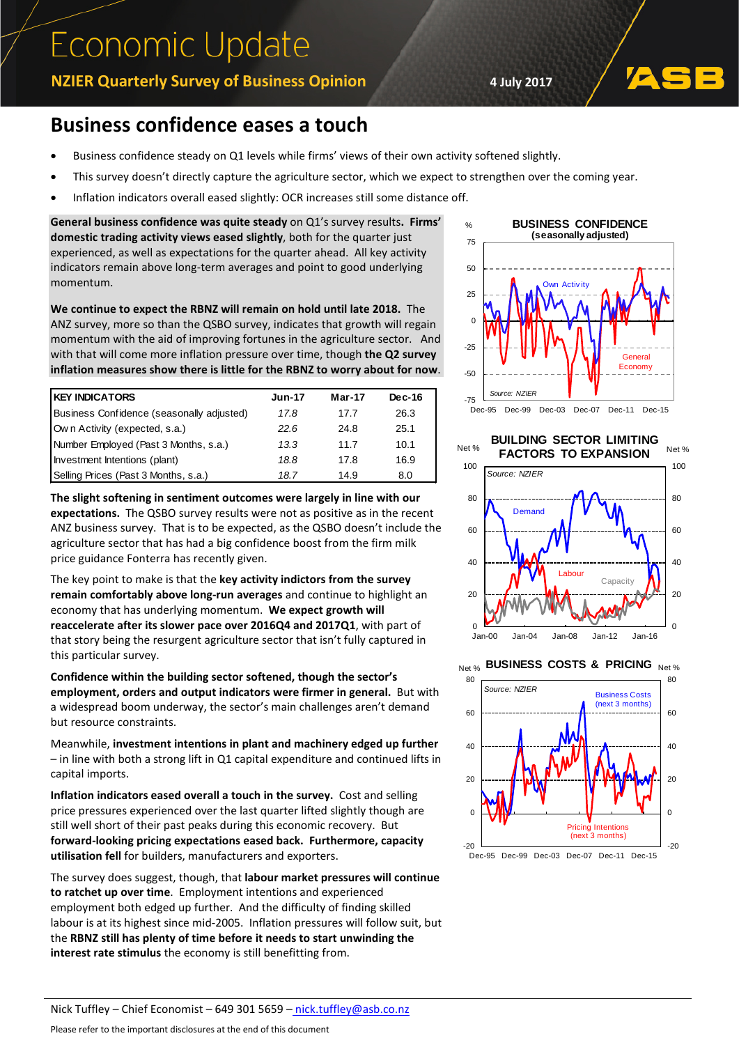# Economic Update

**NZIER Quarterly Survey of Business Opinion**

4 July 2017

## Business confidence eases a touch

- Business confidence steady on Q1 levels while firms' views of their own activity softened slightly.
- This survey doesn't directly capture the agriculture sector, which we expect to strengthen over the coming year.
- Inflation indicators overall eased slightly: OCR increases still some distance off.

**General business confidence was quite steady** on Q1's survey results. **Firms' domestic trading activity views eased slightly**, both for the quarter just experienced, as well as expectations for the quarter ahead. All key activity indicators remain above long-term averages and point to good underlying momentum.

**We continue to expect the RBNZ will remain on hold until late 2018.** The ANZ survey, more so than the QSBO survey, indicates that growth will regain momentum with the aid of improving fortunes in the agriculture sector. And with that will come more inflation pressure over time, though **the Q2 survey inflation measures show there is little for the RBNZ to worry about for now**.

| KEY INDICATORS | Jun-17 | Mar-17 | Dec-16 |
|---|---|---|---|
| Business Confidence (seasonally adjusted) | *17.8* | 17.7 | 26.3 |
| Own Activity (expected, s.a.) | *22.6* | 24.8 | 25.1 |
| Number Employed (Past 3 Months, s.a.) | *13.3* | 11.7 | 10.1 |
| Investment Intentions (plant) | *18.8* | 17.8 | 16.9 |
| Selling Prices (Past 3 Months, s.a.) | *18.7* | 14.9 | 8.0 |

**The slight softening in sentiment outcomes were largely in line with our expectations.** The QSBO survey results were not as positive as in the recent ANZ business survey. That is to be expected, as the QSBO doesn't include the agriculture sector that has had a big confidence boost from the firm milk price guidance Fonterra has recently given.

The key point to make is that the **key activity indictors from the survey remain comfortably above long-run averages** and continue to highlight an economy that has underlying momentum. **We expect growth will reaccelerate after its slower pace over 2016Q4 and 2017Q1**, with part of that story being the resurgent agriculture sector that isn't fully captured in this particular survey.

**Confidence within the building sector softened, though the sector's employment, orders and output indicators were firmer in general.** But with a widespread boom underway, the sector's main challenges aren't demand but resource constraints.

Meanwhile, **investment intentions in plant and machinery edged up further** – in line with both a strong lift in Q1 capital expenditure and continued lifts in capital imports.

**Inflation indicators eased overall a touch in the survey.** Cost and selling price pressures experienced over the last quarter lifted slightly though are still well short of their past peaks during this economic recovery. But **forward-looking pricing expectations eased back. Furthermore, capacity utilisation fell** for builders, manufacturers and exporters.

The survey does suggest, though, that **labour market pressures will continue to ratchet up over time**. Employment intentions and experienced employment both edged up further. And the difficulty of finding skilled labour is at its highest since mid-2005. Inflation pressures will follow suit, but the **RBNZ still has plenty of time before it needs to start unwinding the interest rate stimulus** the economy is still benefitting from.

Nick Tuffley – Chief Economist – 649 301 5659 – nick.tuffley@asb.co.nz

Please refer to the important disclosures at the end of this document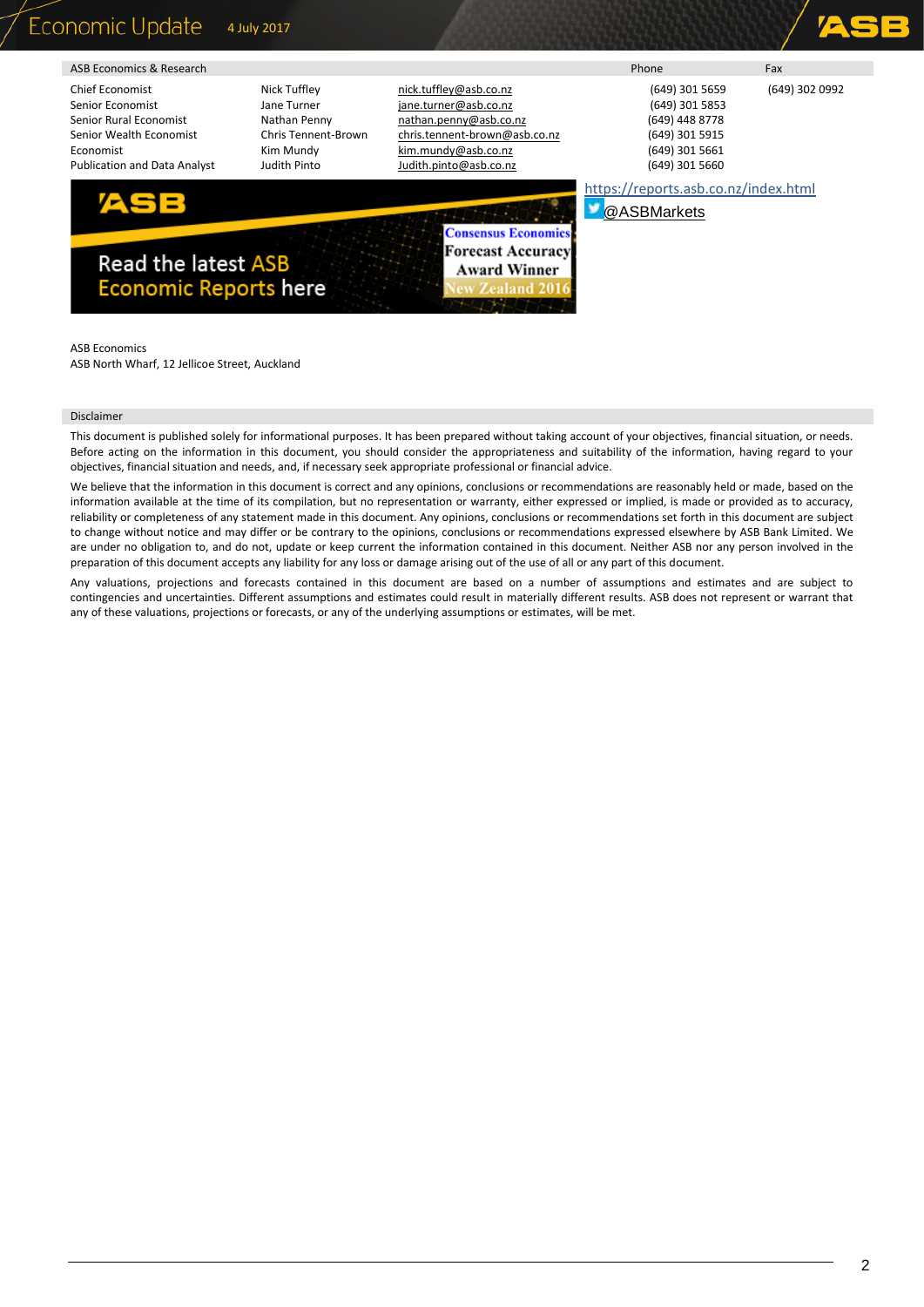| ASB Economics & Research | | | Phone | Fax |
|---|---|---|---|---|
| Chief Economist | Nick Tuffley | nick.tuffley@asb.co.nz | (649) 301 5659 | (649) 302 0992 |
| Senior Economist | Jane Turner | jane.turner@asb.co.nz | (649) 301 5853 | |
| Senior Rural Economist | Nathan Penny | nathan.penny@asb.co.nz | (649) 448 8778 | |
| Senior Wealth Economist | Chris Tennent-Brown | chris.tennent-brown@asb.co.nz | (649) 301 5915 | |
| Economist | Kim Mundy | kim.mundy@asb.co.nz | (649) 301 5661 | |
| Publication and Data Analyst | Judith Pinto | Judith.pinto@asb.co.nz | (649) 301 5660 | |

Read the latest ASB Economic Reports here

Consensus Economics Forecast Accuracy Award Winner New Zealand 2016

https://reports.asb.co.nz/index.html

@ASBMarkets

ASB Economics
ASB North Wharf, 12 Jellicoe Street, Auckland

## Disclaimer

This document is published solely for informational purposes. It has been prepared without taking account of your objectives, financial situation, or needs. Before acting on the information in this document, you should consider the appropriateness and suitability of the information, having regard to your objectives, financial situation and needs, and, if necessary seek appropriate professional or financial advice.

We believe that the information in this document is correct and any opinions, conclusions or recommendations are reasonably held or made, based on the information available at the time of its compilation, but no representation or warranty, either expressed or implied, is made or provided as to accuracy, reliability or completeness of any statement made in this document. Any opinions, conclusions or recommendations set forth in this document are subject to change without notice and may differ or be contrary to the opinions, conclusions or recommendations expressed elsewhere by ASB Bank Limited. We are under no obligation to, and do not, update or keep current the information contained in this document. Neither ASB nor any person involved in the preparation of this document accepts any liability for any loss or damage arising out of the use of all or any part of this document.

Any valuations, projections and forecasts contained in this document are based on a number of assumptions and estimates and are subject to contingencies and uncertainties. Different assumptions and estimates could result in materially different results. ASB does not represent or warrant that any of these valuations, projections or forecasts, or any of the underlying assumptions or estimates, will be met.